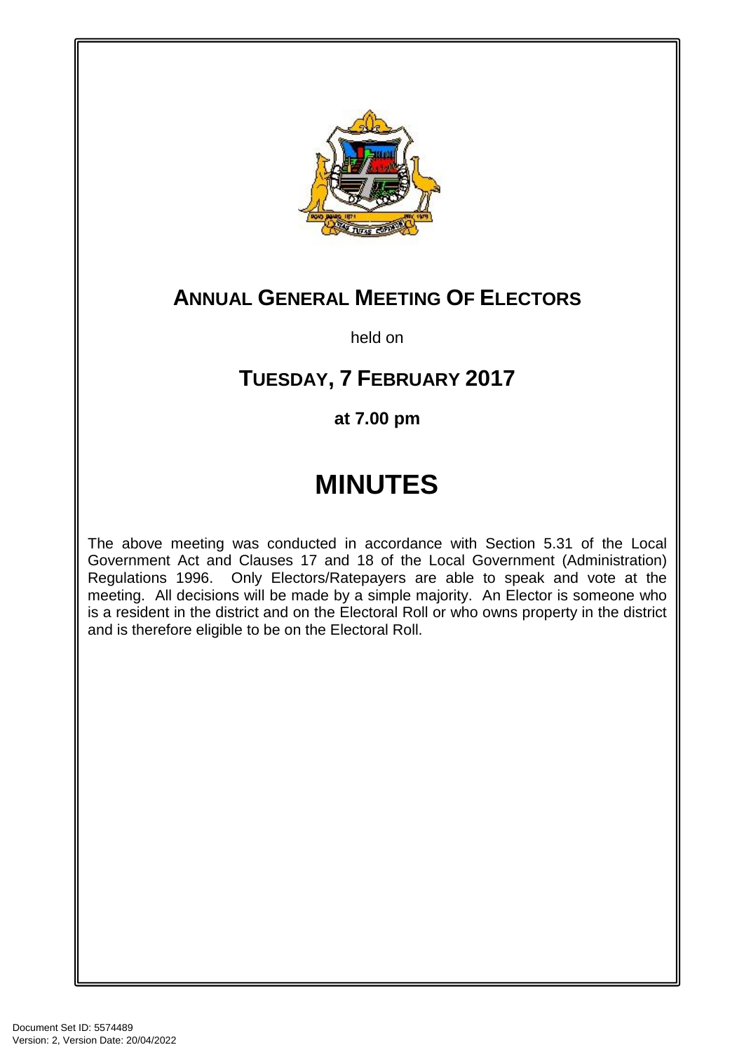# ANNUAL GENERAL MEETING OF ELECTORS

held on

## TUESDAY, 7 FEBRUARY 2017

**at 7.00 pm**

# MINUTES

The above meeting was conducted in accordance with Section 5.31 of the Local Government Act and Clauses 17 and 18 of the Local Government (Administration) Regulations 1996. Only Electors/Ratepayers are able to speak and vote at the meeting. All decisions will be made by a simple majority. An Elector is someone who is a resident in the district and on the Electoral Roll or who owns property in the district and is therefore eligible to be on the Electoral Roll.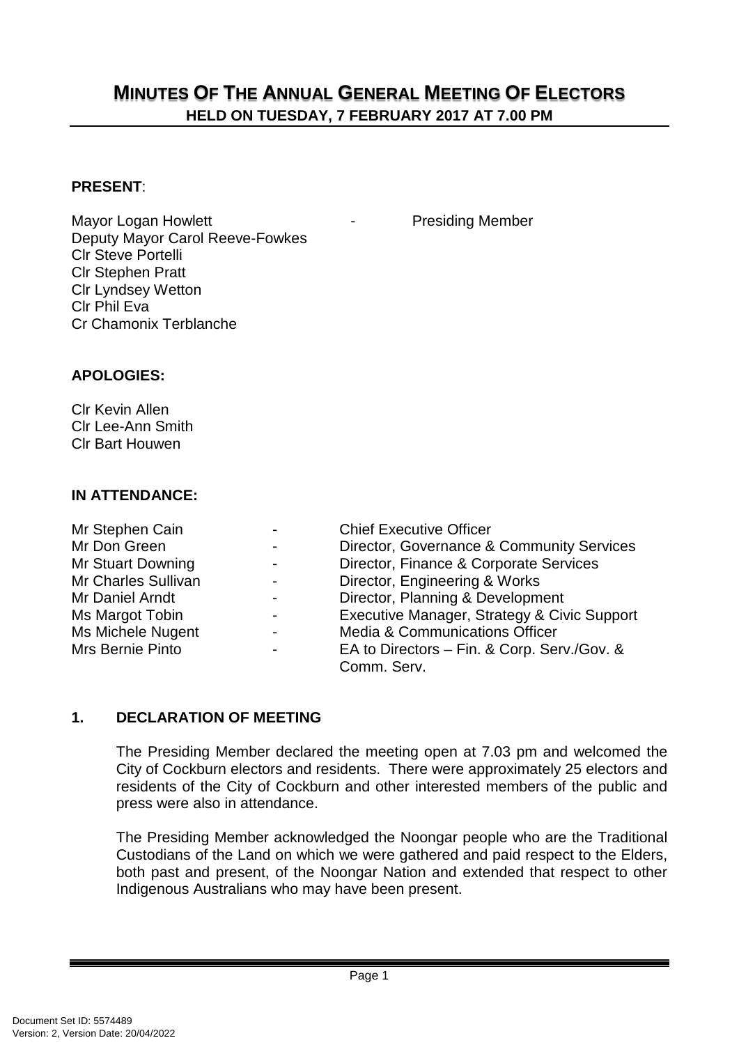# MINUTES OF THE ANNUAL GENERAL MEETING OF ELECTORS

**HELD ON TUESDAY, 7 FEBRUARY 2017 AT 7.00 PM**

**PRESENT**:

Mayor Logan Howlett - Presiding Member
Deputy Mayor Carol Reeve-Fowkes
Clr Steve Portelli
Clr Stephen Pratt
Clr Lyndsey Wetton
Clr Phil Eva
Cr Chamonix Terblanche

**APOLOGIES:**

Clr Kevin Allen
Clr Lee-Ann Smith
Clr Bart Houwen

**IN ATTENDANCE:**

| | | |
|---|---|---|
| Mr Stephen Cain | - | Chief Executive Officer |
| Mr Don Green | - | Director, Governance & Community Services |
| Mr Stuart Downing | - | Director, Finance & Corporate Services |
| Mr Charles Sullivan | - | Director, Engineering & Works |
| Mr Daniel Arndt | - | Director, Planning & Development |
| Ms Margot Tobin | - | Executive Manager, Strategy & Civic Support |
| Ms Michele Nugent | - | Media & Communications Officer |
| Mrs Bernie Pinto | - | EA to Directors – Fin. & Corp. Serv./Gov. & Comm. Serv. |

## 1. DECLARATION OF MEETING

The Presiding Member declared the meeting open at 7.03 pm and welcomed the City of Cockburn electors and residents. There were approximately 25 electors and residents of the City of Cockburn and other interested members of the public and press were also in attendance.

The Presiding Member acknowledged the Noongar people who are the Traditional Custodians of the Land on which we were gathered and paid respect to the Elders, both past and present, of the Noongar Nation and extended that respect to other Indigenous Australians who may have been present.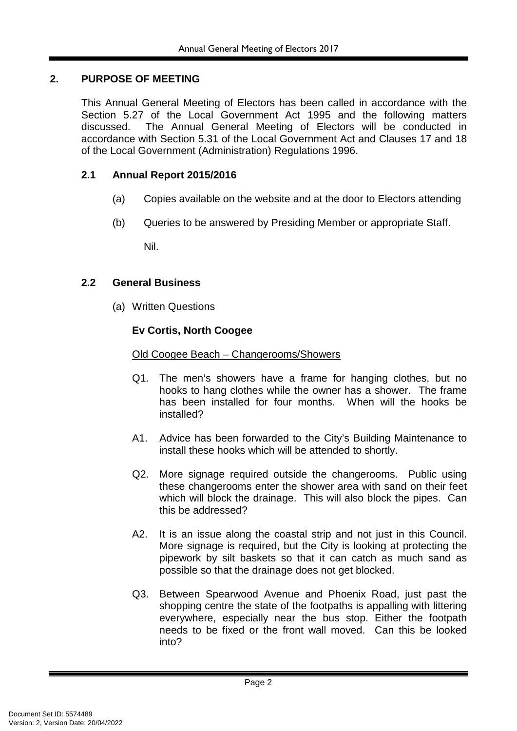## 2. PURPOSE OF MEETING

This Annual General Meeting of Electors has been called in accordance with the Section 5.27 of the Local Government Act 1995 and the following matters discussed. The Annual General Meeting of Electors will be conducted in accordance with Section 5.31 of the Local Government Act and Clauses 17 and 18 of the Local Government (Administration) Regulations 1996.

### 2.1 Annual Report 2015/2016

(a) Copies available on the website and at the door to Electors attending

(b) Queries to be answered by Presiding Member or appropriate Staff.

Nil.

### 2.2 General Business

(a) Written Questions

**Ev Cortis, North Coogee**

Old Coogee Beach – Changerooms/Showers

Q1. The men's showers have a frame for hanging clothes, but no hooks to hang clothes while the owner has a shower. The frame has been installed for four months. When will the hooks be installed?

A1. Advice has been forwarded to the City's Building Maintenance to install these hooks which will be attended to shortly.

Q2. More signage required outside the changerooms. Public using these changerooms enter the shower area with sand on their feet which will block the drainage. This will also block the pipes. Can this be addressed?

A2. It is an issue along the coastal strip and not just in this Council. More signage is required, but the City is looking at protecting the pipework by silt baskets so that it can catch as much sand as possible so that the drainage does not get blocked.

Q3. Between Spearwood Avenue and Phoenix Road, just past the shopping centre the state of the footpaths is appalling with littering everywhere, especially near the bus stop. Either the footpath needs to be fixed or the front wall moved. Can this be looked into?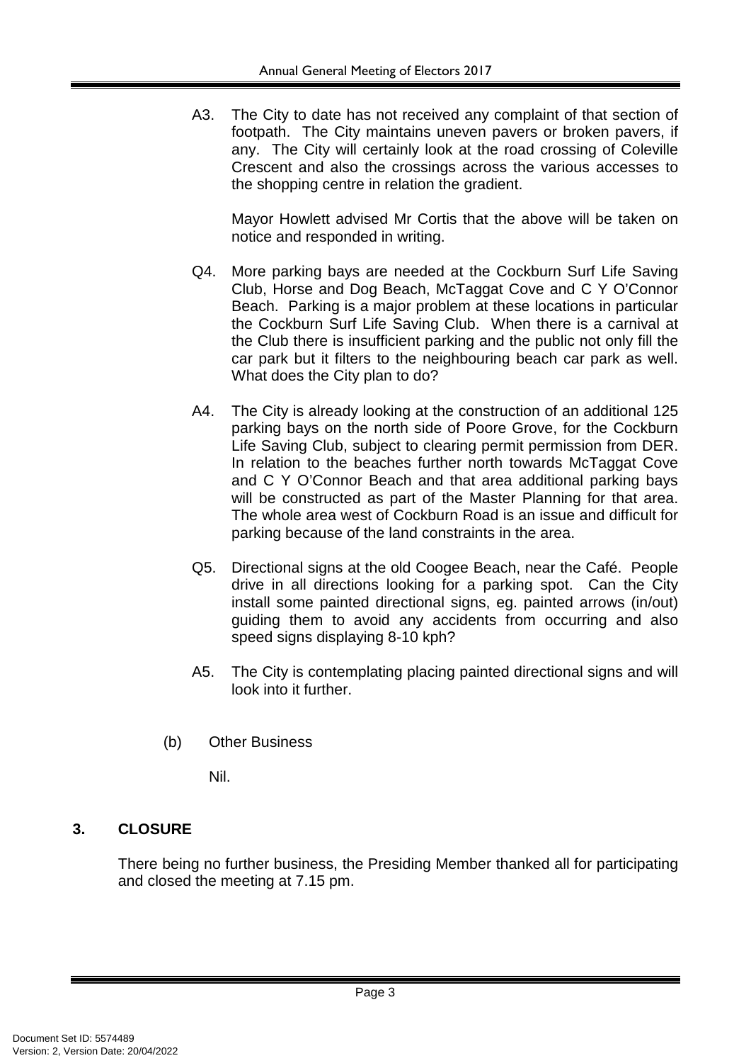A3. The City to date has not received any complaint of that section of footpath. The City maintains uneven pavers or broken pavers, if any. The City will certainly look at the road crossing of Coleville Crescent and also the crossings across the various accesses to the shopping centre in relation the gradient.

Mayor Howlett advised Mr Cortis that the above will be taken on notice and responded in writing.

Q4. More parking bays are needed at the Cockburn Surf Life Saving Club, Horse and Dog Beach, McTaggat Cove and C Y O'Connor Beach. Parking is a major problem at these locations in particular the Cockburn Surf Life Saving Club. When there is a carnival at the Club there is insufficient parking and the public not only fill the car park but it filters to the neighbouring beach car park as well. What does the City plan to do?

A4. The City is already looking at the construction of an additional 125 parking bays on the north side of Poore Grove, for the Cockburn Life Saving Club, subject to clearing permit permission from DER. In relation to the beaches further north towards McTaggat Cove and C Y O'Connor Beach and that area additional parking bays will be constructed as part of the Master Planning for that area. The whole area west of Cockburn Road is an issue and difficult for parking because of the land constraints in the area.

Q5. Directional signs at the old Coogee Beach, near the Café. People drive in all directions looking for a parking spot. Can the City install some painted directional signs, eg. painted arrows (in/out) guiding them to avoid any accidents from occurring and also speed signs displaying 8-10 kph?

A5. The City is contemplating placing painted directional signs and will look into it further.

(b) Other Business

Nil.

### 3. CLOSURE

There being no further business, the Presiding Member thanked all for participating and closed the meeting at 7.15 pm.

Document Set ID: 5574489
Version: 2, Version Date: 20/04/2022